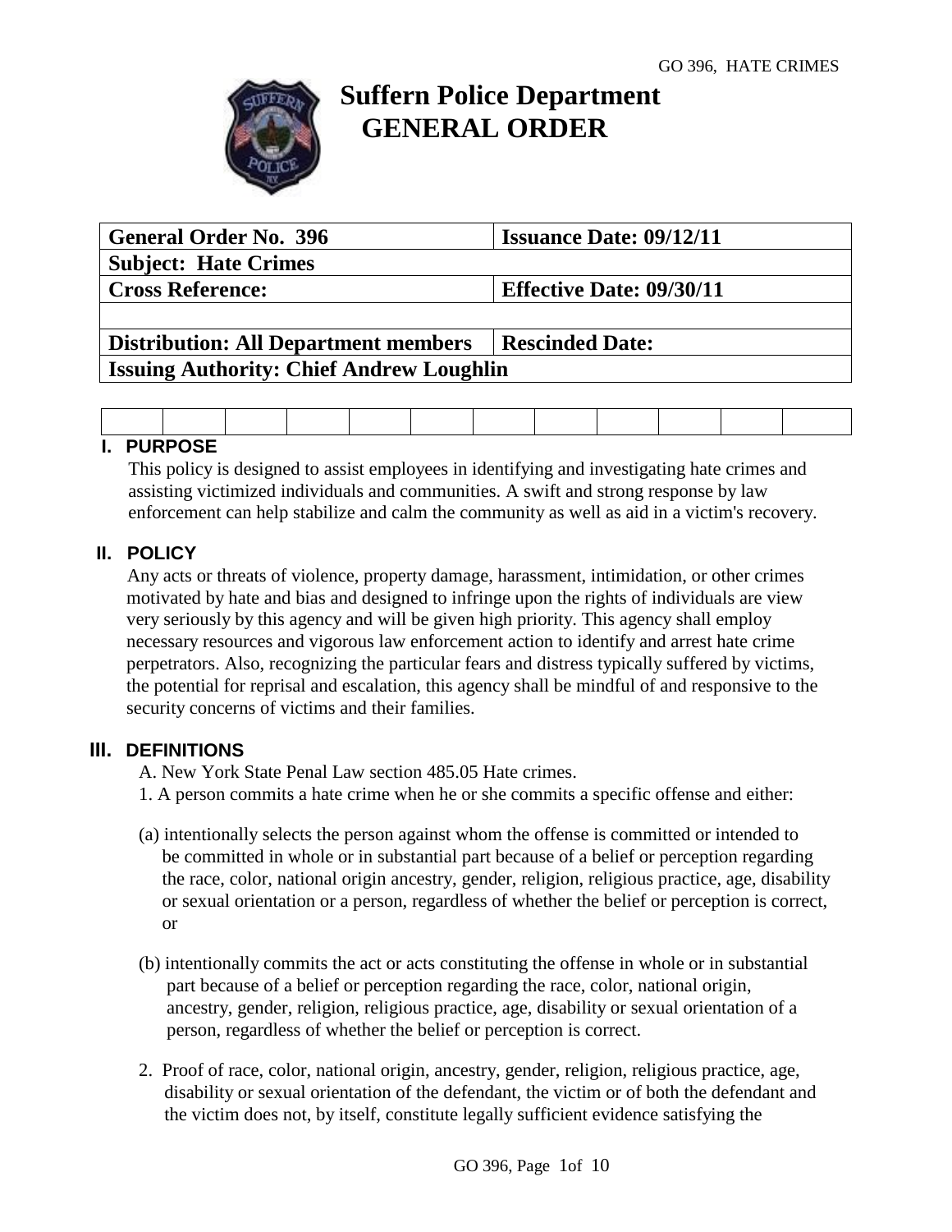# Suffern Police Department
# GENERAL ORDER

| General Order No. 396 | Issuance Date: 09/12/11 |
|---|---|
| Subject: Hate Crimes | |
| Cross Reference: | Effective Date: 09/30/11 |
| | |
| Distribution: All Department members | Rescinded Date: |
| Issuing Authority: Chief Andrew Loughlin | |

## I. PURPOSE

This policy is designed to assist employees in identifying and investigating hate crimes and assisting victimized individuals and communities. A swift and strong response by law enforcement can help stabilize and calm the community as well as aid in a victim's recovery.

## II. POLICY

Any acts or threats of violence, property damage, harassment, intimidation, or other crimes motivated by hate and bias and designed to infringe upon the rights of individuals are view very seriously by this agency and will be given high priority. This agency shall employ necessary resources and vigorous law enforcement action to identify and arrest hate crime perpetrators. Also, recognizing the particular fears and distress typically suffered by victims, the potential for reprisal and escalation, this agency shall be mindful of and responsive to the security concerns of victims and their families.

## III. DEFINITIONS

A. New York State Penal Law section 485.05 Hate crimes.

1. A person commits a hate crime when he or she commits a specific offense and either:

(a) intentionally selects the person against whom the offense is committed or intended to be committed in whole or in substantial part because of a belief or perception regarding the race, color, national origin ancestry, gender, religion, religious practice, age, disability or sexual orientation or a person, regardless of whether the belief or perception is correct, or

(b) intentionally commits the act or acts constituting the offense in whole or in substantial part because of a belief or perception regarding the race, color, national origin, ancestry, gender, religion, religious practice, age, disability or sexual orientation of a person, regardless of whether the belief or perception is correct.

2. Proof of race, color, national origin, ancestry, gender, religion, religious practice, age, disability or sexual orientation of the defendant, the victim or of both the defendant and the victim does not, by itself, constitute legally sufficient evidence satisfying the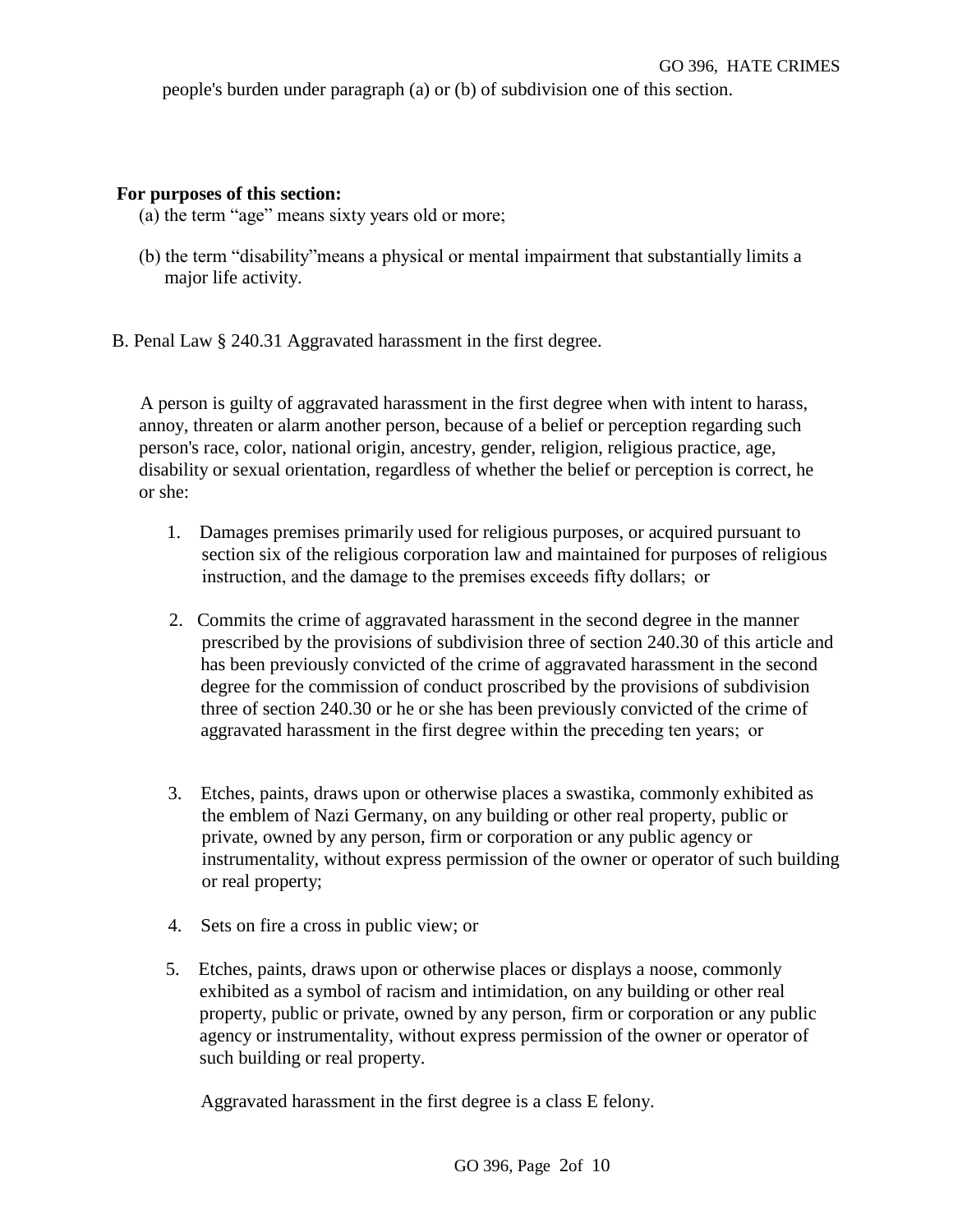people's burden under paragraph (a) or (b) of subdivision one of this section.

**For purposes of this section:**

(a) the term "age" means sixty years old or more;

(b) the term "disability"means a physical or mental impairment that substantially limits a major life activity.

B. Penal Law § 240.31 Aggravated harassment in the first degree.

A person is guilty of aggravated harassment in the first degree when with intent to harass, annoy, threaten or alarm another person, because of a belief or perception regarding such person's race, color, national origin, ancestry, gender, religion, religious practice, age, disability or sexual orientation, regardless of whether the belief or perception is correct, he or she:

1. Damages premises primarily used for religious purposes, or acquired pursuant to section six of the religious corporation law and maintained for purposes of religious instruction, and the damage to the premises exceeds fifty dollars; or

2. Commits the crime of aggravated harassment in the second degree in the manner prescribed by the provisions of subdivision three of section 240.30 of this article and has been previously convicted of the crime of aggravated harassment in the second degree for the commission of conduct proscribed by the provisions of subdivision three of section 240.30 or he or she has been previously convicted of the crime of aggravated harassment in the first degree within the preceding ten years; or

3. Etches, paints, draws upon or otherwise places a swastika, commonly exhibited as the emblem of Nazi Germany, on any building or other real property, public or private, owned by any person, firm or corporation or any public agency or instrumentality, without express permission of the owner or operator of such building or real property;

4. Sets on fire a cross in public view; or

5. Etches, paints, draws upon or otherwise places or displays a noose, commonly exhibited as a symbol of racism and intimidation, on any building or other real property, public or private, owned by any person, firm or corporation or any public agency or instrumentality, without express permission of the owner or operator of such building or real property.

Aggravated harassment in the first degree is a class E felony.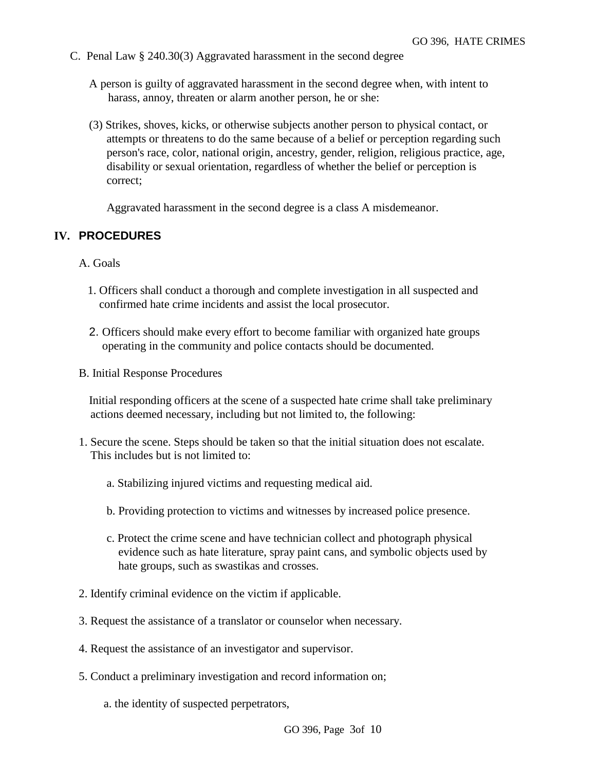C. Penal Law § 240.30(3) Aggravated harassment in the second degree

A person is guilty of aggravated harassment in the second degree when, with intent to harass, annoy, threaten or alarm another person, he or she:

(3) Strikes, shoves, kicks, or otherwise subjects another person to physical contact, or attempts or threatens to do the same because of a belief or perception regarding such person's race, color, national origin, ancestry, gender, religion, religious practice, age, disability or sexual orientation, regardless of whether the belief or perception is correct;

Aggravated harassment in the second degree is a class A misdemeanor.

## IV. PROCEDURES

A. Goals

1. Officers shall conduct a thorough and complete investigation in all suspected and confirmed hate crime incidents and assist the local prosecutor.

2. Officers should make every effort to become familiar with organized hate groups operating in the community and police contacts should be documented.

B. Initial Response Procedures

Initial responding officers at the scene of a suspected hate crime shall take preliminary actions deemed necessary, including but not limited to, the following:

1. Secure the scene. Steps should be taken so that the initial situation does not escalate. This includes but is not limited to:

   a. Stabilizing injured victims and requesting medical aid.

   b. Providing protection to victims and witnesses by increased police presence.

   c. Protect the crime scene and have technician collect and photograph physical evidence such as hate literature, spray paint cans, and symbolic objects used by hate groups, such as swastikas and crosses.

2. Identify criminal evidence on the victim if applicable.

3. Request the assistance of a translator or counselor when necessary.

4. Request the assistance of an investigator and supervisor.

5. Conduct a preliminary investigation and record information on;

   a. the identity of suspected perpetrators,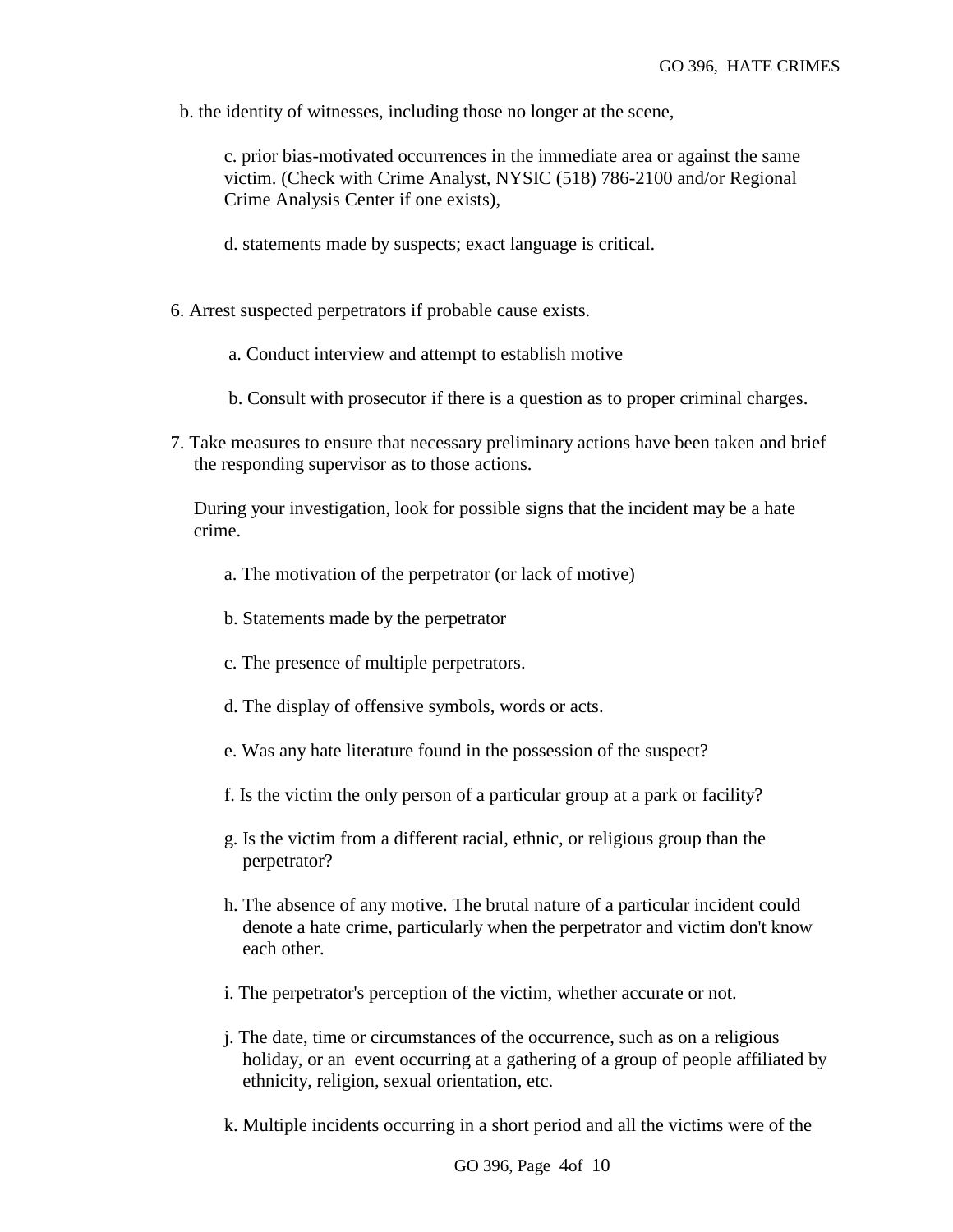b. the identity of witnesses, including those no longer at the scene,

c. prior bias-motivated occurrences in the immediate area or against the same victim. (Check with Crime Analyst, NYSIC (518) 786-2100 and/or Regional Crime Analysis Center if one exists),

d. statements made by suspects; exact language is critical.

6. Arrest suspected perpetrators if probable cause exists.

   a. Conduct interview and attempt to establish motive

   b. Consult with prosecutor if there is a question as to proper criminal charges.

7. Take measures to ensure that necessary preliminary actions have been taken and brief the responding supervisor as to those actions.

   During your investigation, look for possible signs that the incident may be a hate crime.

   a. The motivation of the perpetrator (or lack of motive)

   b. Statements made by the perpetrator

   c. The presence of multiple perpetrators.

   d. The display of offensive symbols, words or acts.

   e. Was any hate literature found in the possession of the suspect?

   f. Is the victim the only person of a particular group at a park or facility?

   g. Is the victim from a different racial, ethnic, or religious group than the perpetrator?

   h. The absence of any motive. The brutal nature of a particular incident could denote a hate crime, particularly when the perpetrator and victim don't know each other.

   i. The perpetrator's perception of the victim, whether accurate or not.

   j. The date, time or circumstances of the occurrence, such as on a religious holiday, or an event occurring at a gathering of a group of people affiliated by ethnicity, religion, sexual orientation, etc.

   k. Multiple incidents occurring in a short period and all the victims were of the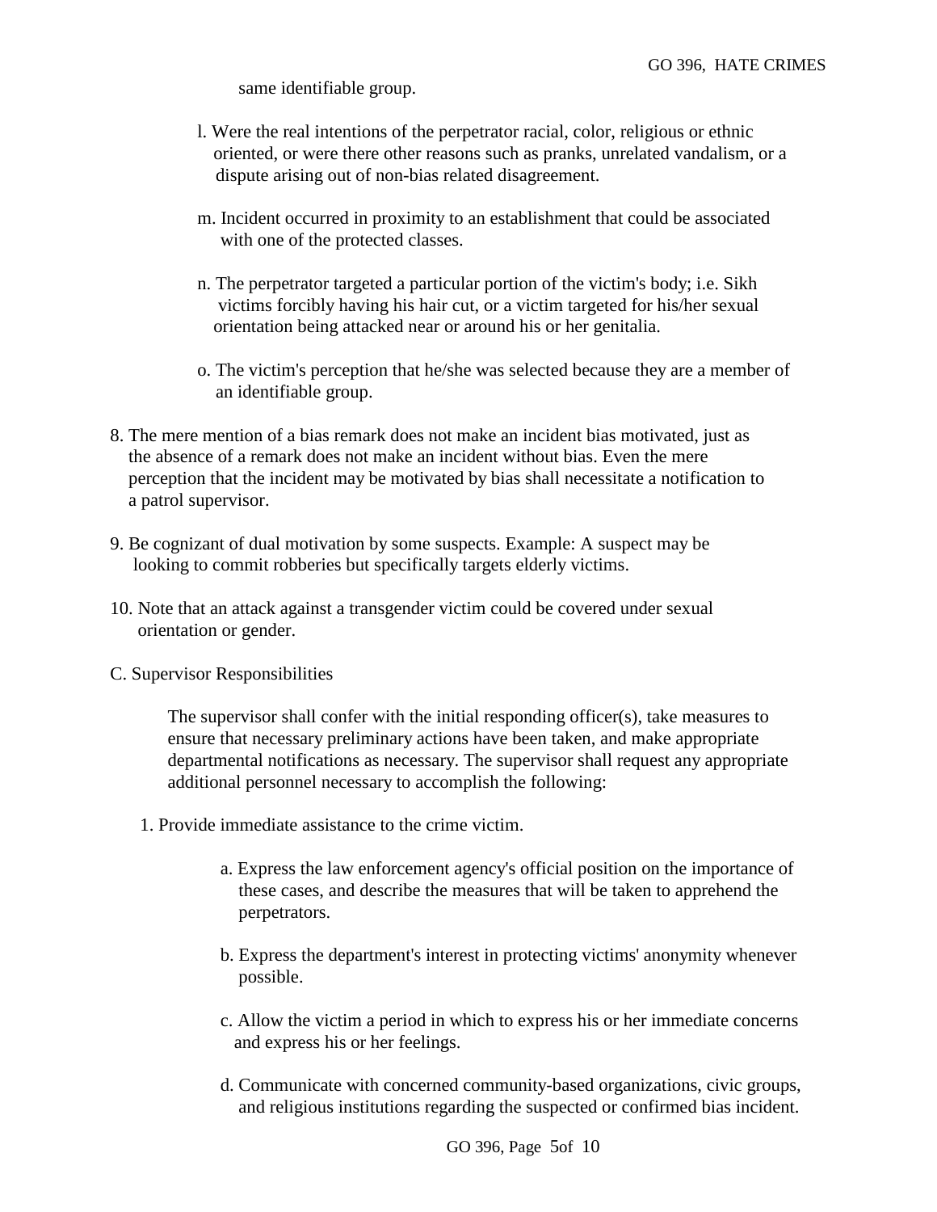same identifiable group.

l. Were the real intentions of the perpetrator racial, color, religious or ethnic oriented, or were there other reasons such as pranks, unrelated vandalism, or a dispute arising out of non-bias related disagreement.

m. Incident occurred in proximity to an establishment that could be associated with one of the protected classes.

n. The perpetrator targeted a particular portion of the victim's body; i.e. Sikh victims forcibly having his hair cut, or a victim targeted for his/her sexual orientation being attacked near or around his or her genitalia.

o. The victim's perception that he/she was selected because they are a member of an identifiable group.

8. The mere mention of a bias remark does not make an incident bias motivated, just as the absence of a remark does not make an incident without bias. Even the mere perception that the incident may be motivated by bias shall necessitate a notification to a patrol supervisor.

9. Be cognizant of dual motivation by some suspects. Example: A suspect may be looking to commit robberies but specifically targets elderly victims.

10. Note that an attack against a transgender victim could be covered under sexual orientation or gender.

C. Supervisor Responsibilities

The supervisor shall confer with the initial responding officer(s), take measures to ensure that necessary preliminary actions have been taken, and make appropriate departmental notifications as necessary. The supervisor shall request any appropriate additional personnel necessary to accomplish the following:

1. Provide immediate assistance to the crime victim.

   a. Express the law enforcement agency's official position on the importance of these cases, and describe the measures that will be taken to apprehend the perpetrators.

   b. Express the department's interest in protecting victims' anonymity whenever possible.

   c. Allow the victim a period in which to express his or her immediate concerns and express his or her feelings.

   d. Communicate with concerned community-based organizations, civic groups, and religious institutions regarding the suspected or confirmed bias incident.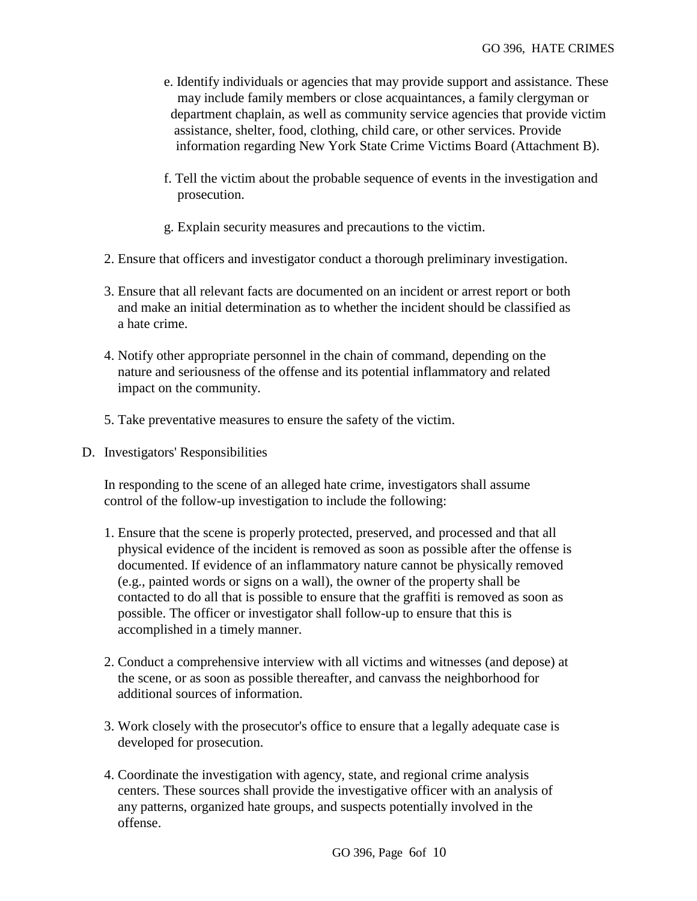e. Identify individuals or agencies that may provide support and assistance. These may include family members or close acquaintances, a family clergyman or department chaplain, as well as community service agencies that provide victim assistance, shelter, food, clothing, child care, or other services. Provide information regarding New York State Crime Victims Board (Attachment B).

f. Tell the victim about the probable sequence of events in the investigation and prosecution.

g. Explain security measures and precautions to the victim.

2. Ensure that officers and investigator conduct a thorough preliminary investigation.

3. Ensure that all relevant facts are documented on an incident or arrest report or both and make an initial determination as to whether the incident should be classified as a hate crime.

4. Notify other appropriate personnel in the chain of command, depending on the nature and seriousness of the offense and its potential inflammatory and related impact on the community.

5. Take preventative measures to ensure the safety of the victim.

D. Investigators' Responsibilities

In responding to the scene of an alleged hate crime, investigators shall assume control of the follow-up investigation to include the following:

1. Ensure that the scene is properly protected, preserved, and processed and that all physical evidence of the incident is removed as soon as possible after the offense is documented. If evidence of an inflammatory nature cannot be physically removed (e.g., painted words or signs on a wall), the owner of the property shall be contacted to do all that is possible to ensure that the graffiti is removed as soon as possible. The officer or investigator shall follow-up to ensure that this is accomplished in a timely manner.

2. Conduct a comprehensive interview with all victims and witnesses (and depose) at the scene, or as soon as possible thereafter, and canvass the neighborhood for additional sources of information.

3. Work closely with the prosecutor's office to ensure that a legally adequate case is developed for prosecution.

4. Coordinate the investigation with agency, state, and regional crime analysis centers. These sources shall provide the investigative officer with an analysis of any patterns, organized hate groups, and suspects potentially involved in the offense.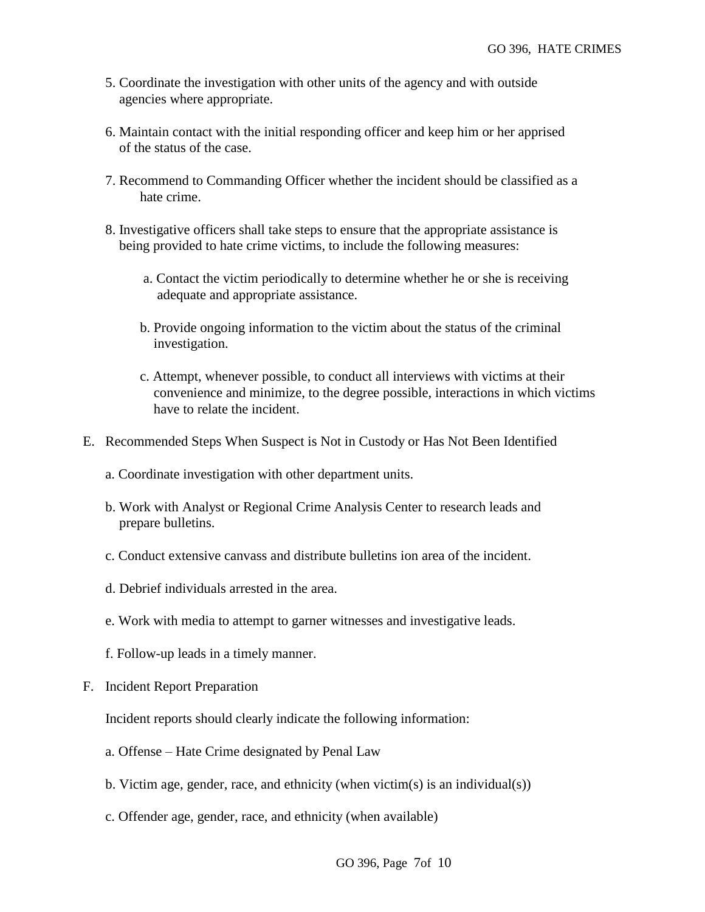5. Coordinate the investigation with other units of the agency and with outside agencies where appropriate.

6. Maintain contact with the initial responding officer and keep him or her apprised of the status of the case.

7. Recommend to Commanding Officer whether the incident should be classified as a hate crime.

8. Investigative officers shall take steps to ensure that the appropriate assistance is being provided to hate crime victims, to include the following measures:

   a. Contact the victim periodically to determine whether he or she is receiving adequate and appropriate assistance.

   b. Provide ongoing information to the victim about the status of the criminal investigation.

   c. Attempt, whenever possible, to conduct all interviews with victims at their convenience and minimize, to the degree possible, interactions in which victims have to relate the incident.

E. Recommended Steps When Suspect is Not in Custody or Has Not Been Identified

a. Coordinate investigation with other department units.

b. Work with Analyst or Regional Crime Analysis Center to research leads and prepare bulletins.

c. Conduct extensive canvass and distribute bulletins ion area of the incident.

d. Debrief individuals arrested in the area.

e. Work with media to attempt to garner witnesses and investigative leads.

f. Follow-up leads in a timely manner.

F. Incident Report Preparation

Incident reports should clearly indicate the following information:

a. Offense – Hate Crime designated by Penal Law

b. Victim age, gender, race, and ethnicity (when victim(s) is an individual(s))

c. Offender age, gender, race, and ethnicity (when available)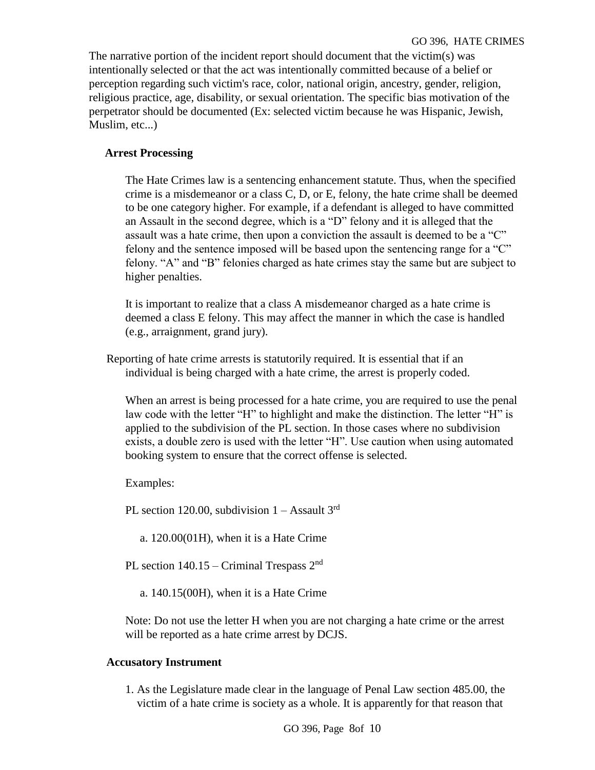The narrative portion of the incident report should document that the victim(s) was intentionally selected or that the act was intentionally committed because of a belief or perception regarding such victim's race, color, national origin, ancestry, gender, religion, religious practice, age, disability, or sexual orientation. The specific bias motivation of the perpetrator should be documented (Ex: selected victim because he was Hispanic, Jewish, Muslim, etc...)

**Arrest Processing**

The Hate Crimes law is a sentencing enhancement statute. Thus, when the specified crime is a misdemeanor or a class C, D, or E, felony, the hate crime shall be deemed to be one category higher. For example, if a defendant is alleged to have committed an Assault in the second degree, which is a "D" felony and it is alleged that the assault was a hate crime, then upon a conviction the assault is deemed to be a "C" felony and the sentence imposed will be based upon the sentencing range for a "C" felony. "A" and "B" felonies charged as hate crimes stay the same but are subject to higher penalties.

It is important to realize that a class A misdemeanor charged as a hate crime is deemed a class E felony. This may affect the manner in which the case is handled (e.g., arraignment, grand jury).

Reporting of hate crime arrests is statutorily required. It is essential that if an individual is being charged with a hate crime, the arrest is properly coded.

When an arrest is being processed for a hate crime, you are required to use the penal law code with the letter "H" to highlight and make the distinction. The letter "H" is applied to the subdivision of the PL section. In those cases where no subdivision exists, a double zero is used with the letter "H". Use caution when using automated booking system to ensure that the correct offense is selected.

Examples:

PL section 120.00, subdivision 1 – Assault 3rd

a. 120.00(01H), when it is a Hate Crime

PL section 140.15 – Criminal Trespass 2nd

a. 140.15(00H), when it is a Hate Crime

Note: Do not use the letter H when you are not charging a hate crime or the arrest will be reported as a hate crime arrest by DCJS.

**Accusatory Instrument**

1. As the Legislature made clear in the language of Penal Law section 485.00, the victim of a hate crime is society as a whole. It is apparently for that reason that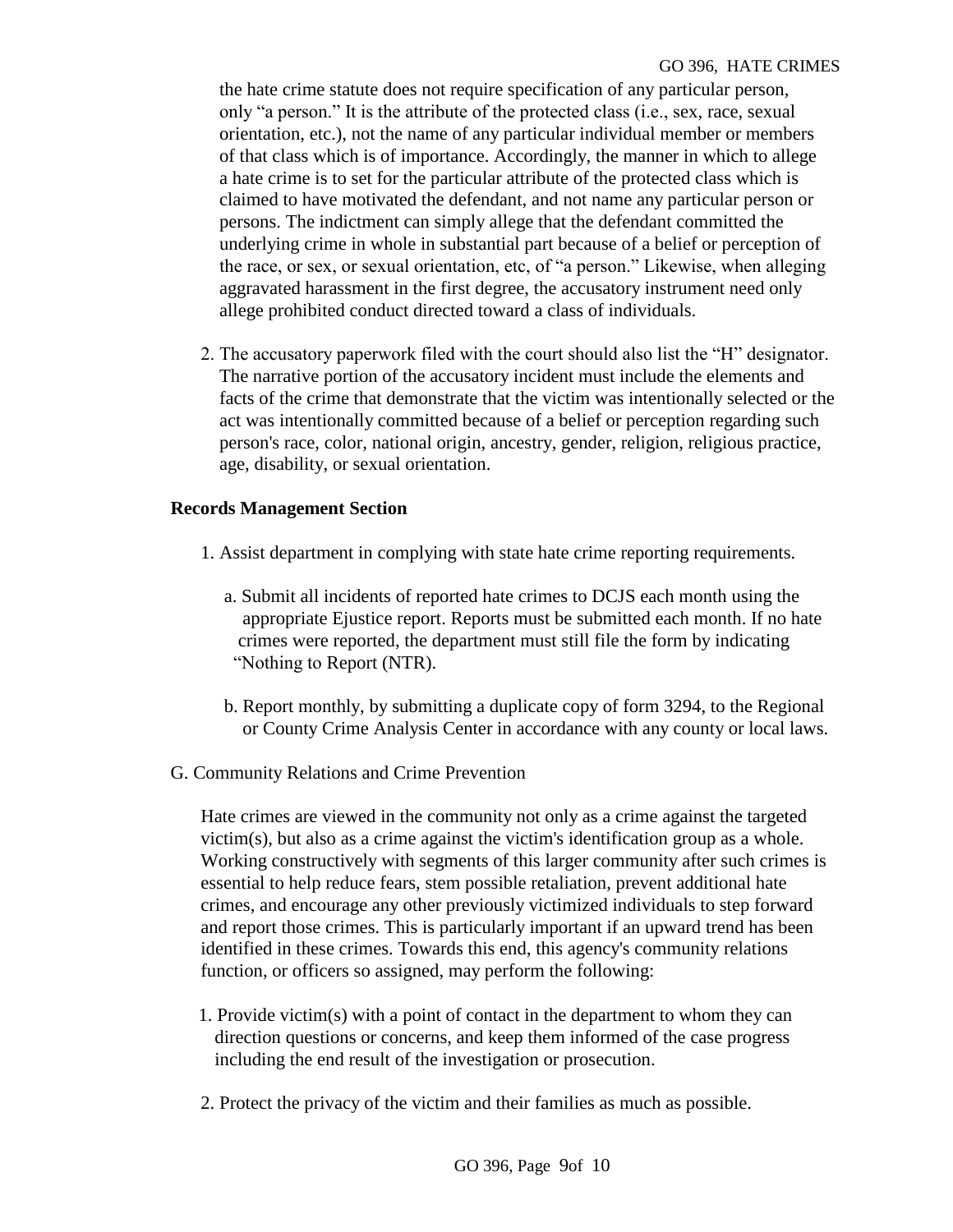the hate crime statute does not require specification of any particular person, only "a person." It is the attribute of the protected class (i.e., sex, race, sexual orientation, etc.), not the name of any particular individual member or members of that class which is of importance. Accordingly, the manner in which to allege a hate crime is to set for the particular attribute of the protected class which is claimed to have motivated the defendant, and not name any particular person or persons. The indictment can simply allege that the defendant committed the underlying crime in whole in substantial part because of a belief or perception of the race, or sex, or sexual orientation, etc, of "a person." Likewise, when alleging aggravated harassment in the first degree, the accusatory instrument need only allege prohibited conduct directed toward a class of individuals.

2. The accusatory paperwork filed with the court should also list the "H" designator. The narrative portion of the accusatory incident must include the elements and facts of the crime that demonstrate that the victim was intentionally selected or the act was intentionally committed because of a belief or perception regarding such person's race, color, national origin, ancestry, gender, religion, religious practice, age, disability, or sexual orientation.

**Records Management Section**

1. Assist department in complying with state hate crime reporting requirements.

   a. Submit all incidents of reported hate crimes to DCJS each month using the appropriate Ejustice report. Reports must be submitted each month. If no hate crimes were reported, the department must still file the form by indicating "Nothing to Report (NTR).

   b. Report monthly, by submitting a duplicate copy of form 3294, to the Regional or County Crime Analysis Center in accordance with any county or local laws.

G. Community Relations and Crime Prevention

Hate crimes are viewed in the community not only as a crime against the targeted victim(s), but also as a crime against the victim's identification group as a whole. Working constructively with segments of this larger community after such crimes is essential to help reduce fears, stem possible retaliation, prevent additional hate crimes, and encourage any other previously victimized individuals to step forward and report those crimes. This is particularly important if an upward trend has been identified in these crimes. Towards this end, this agency's community relations function, or officers so assigned, may perform the following:

1. Provide victim(s) with a point of contact in the department to whom they can direction questions or concerns, and keep them informed of the case progress including the end result of the investigation or prosecution.

2. Protect the privacy of the victim and their families as much as possible.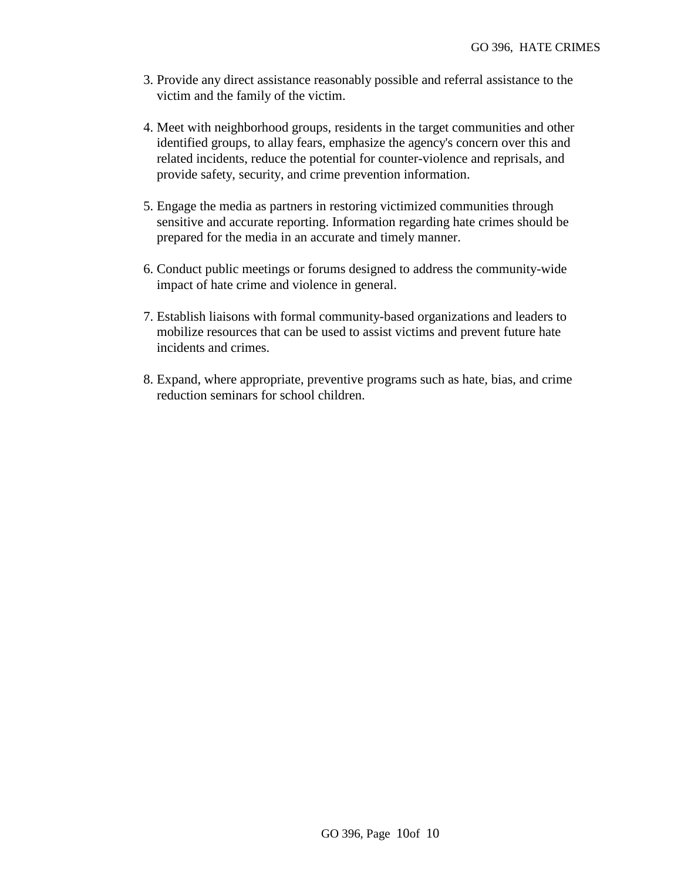3. Provide any direct assistance reasonably possible and referral assistance to the victim and the family of the victim.

4. Meet with neighborhood groups, residents in the target communities and other identified groups, to allay fears, emphasize the agency's concern over this and related incidents, reduce the potential for counter-violence and reprisals, and provide safety, security, and crime prevention information.

5. Engage the media as partners in restoring victimized communities through sensitive and accurate reporting. Information regarding hate crimes should be prepared for the media in an accurate and timely manner.

6. Conduct public meetings or forums designed to address the community-wide impact of hate crime and violence in general.

7. Establish liaisons with formal community-based organizations and leaders to mobilize resources that can be used to assist victims and prevent future hate incidents and crimes.

8. Expand, where appropriate, preventive programs such as hate, bias, and crime reduction seminars for school children.